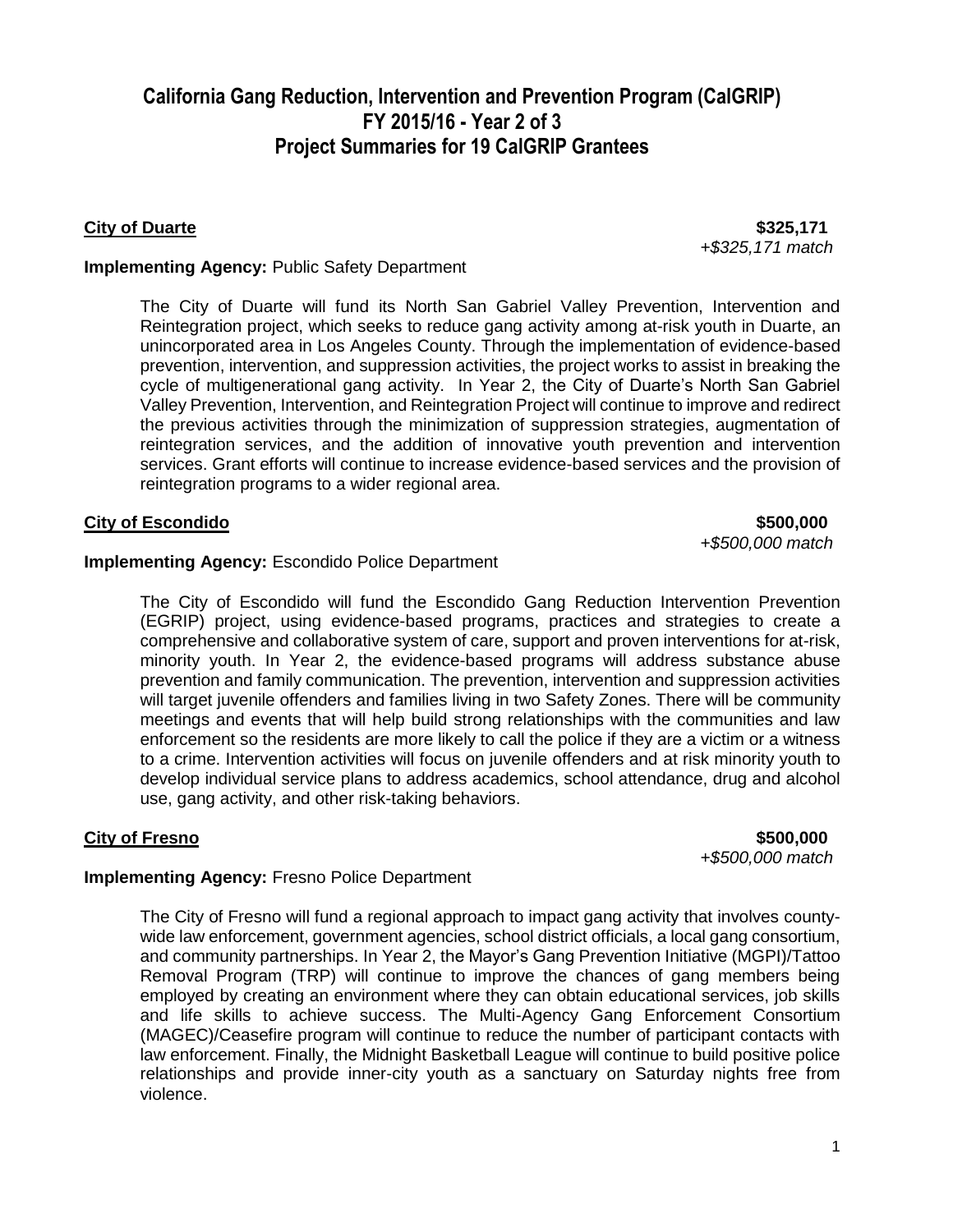# California Gang Reduction, Intervention and Prevention Program (CalGRIP)
# FY 2015/16 - Year 2 of 3
# Project Summaries for 19 CalGRIP Grantees

**City of Duarte** **$325,171**
*+$325,171 match*

**Implementing Agency:** Public Safety Department

The City of Duarte will fund its North San Gabriel Valley Prevention, Intervention and Reintegration project, which seeks to reduce gang activity among at-risk youth in Duarte, an unincorporated area in Los Angeles County. Through the implementation of evidence-based prevention, intervention, and suppression activities, the project works to assist in breaking the cycle of multigenerational gang activity. In Year 2, the City of Duarte's North San Gabriel Valley Prevention, Intervention, and Reintegration Project will continue to improve and redirect the previous activities through the minimization of suppression strategies, augmentation of reintegration services, and the addition of innovative youth prevention and intervention services. Grant efforts will continue to increase evidence-based services and the provision of reintegration programs to a wider regional area.

**City of Escondido** **$500,000**
*+$500,000 match*

**Implementing Agency:** Escondido Police Department

The City of Escondido will fund the Escondido Gang Reduction Intervention Prevention (EGRIP) project, using evidence-based programs, practices and strategies to create a comprehensive and collaborative system of care, support and proven interventions for at-risk, minority youth. In Year 2, the evidence-based programs will address substance abuse prevention and family communication. The prevention, intervention and suppression activities will target juvenile offenders and families living in two Safety Zones. There will be community meetings and events that will help build strong relationships with the communities and law enforcement so the residents are more likely to call the police if they are a victim or a witness to a crime. Intervention activities will focus on juvenile offenders and at risk minority youth to develop individual service plans to address academics, school attendance, drug and alcohol use, gang activity, and other risk-taking behaviors.

**City of Fresno** **$500,000**
*+$500,000 match*

**Implementing Agency:** Fresno Police Department

The City of Fresno will fund a regional approach to impact gang activity that involves county-wide law enforcement, government agencies, school district officials, a local gang consortium, and community partnerships. In Year 2, the Mayor's Gang Prevention Initiative (MGPI)/Tattoo Removal Program (TRP) will continue to improve the chances of gang members being employed by creating an environment where they can obtain educational services, job skills and life skills to achieve success. The Multi-Agency Gang Enforcement Consortium (MAGEC)/Ceasefire program will continue to reduce the number of participant contacts with law enforcement. Finally, the Midnight Basketball League will continue to build positive police relationships and provide inner-city youth as a sanctuary on Saturday nights free from violence.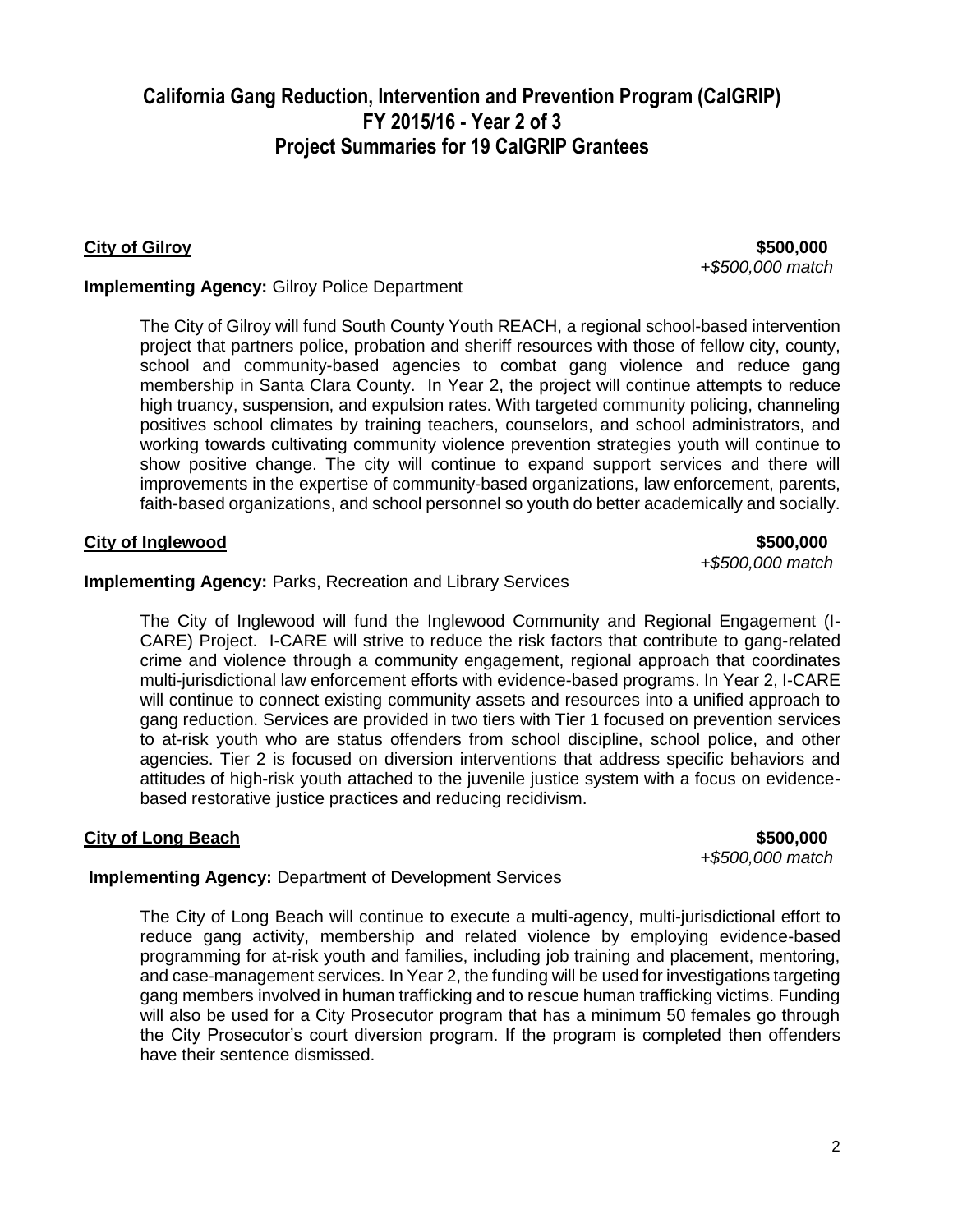# California Gang Reduction, Intervention and Prevention Program (CalGRIP)
# FY 2015/16 - Year 2 of 3
# Project Summaries for 19 CalGRIP Grantees

**City of Gilroy** **$500,000**
*+$500,000 match*

**Implementing Agency:** Gilroy Police Department

The City of Gilroy will fund South County Youth REACH, a regional school-based intervention project that partners police, probation and sheriff resources with those of fellow city, county, school and community-based agencies to combat gang violence and reduce gang membership in Santa Clara County. In Year 2, the project will continue attempts to reduce high truancy, suspension, and expulsion rates. With targeted community policing, channeling positives school climates by training teachers, counselors, and school administrators, and working towards cultivating community violence prevention strategies youth will continue to show positive change. The city will continue to expand support services and there will improvements in the expertise of community-based organizations, law enforcement, parents, faith-based organizations, and school personnel so youth do better academically and socially.

**City of Inglewood** **$500,000**
*+$500,000 match*

**Implementing Agency:** Parks, Recreation and Library Services

The City of Inglewood will fund the Inglewood Community and Regional Engagement (I-CARE) Project. I-CARE will strive to reduce the risk factors that contribute to gang-related crime and violence through a community engagement, regional approach that coordinates multi-jurisdictional law enforcement efforts with evidence-based programs. In Year 2, I-CARE will continue to connect existing community assets and resources into a unified approach to gang reduction. Services are provided in two tiers with Tier 1 focused on prevention services to at-risk youth who are status offenders from school discipline, school police, and other agencies. Tier 2 is focused on diversion interventions that address specific behaviors and attitudes of high-risk youth attached to the juvenile justice system with a focus on evidence-based restorative justice practices and reducing recidivism.

**City of Long Beach** **$500,000**
*+$500,000 match*

**Implementing Agency:** Department of Development Services

The City of Long Beach will continue to execute a multi-agency, multi-jurisdictional effort to reduce gang activity, membership and related violence by employing evidence-based programming for at-risk youth and families, including job training and placement, mentoring, and case-management services. In Year 2, the funding will be used for investigations targeting gang members involved in human trafficking and to rescue human trafficking victims. Funding will also be used for a City Prosecutor program that has a minimum 50 females go through the City Prosecutor's court diversion program. If the program is completed then offenders have their sentence dismissed.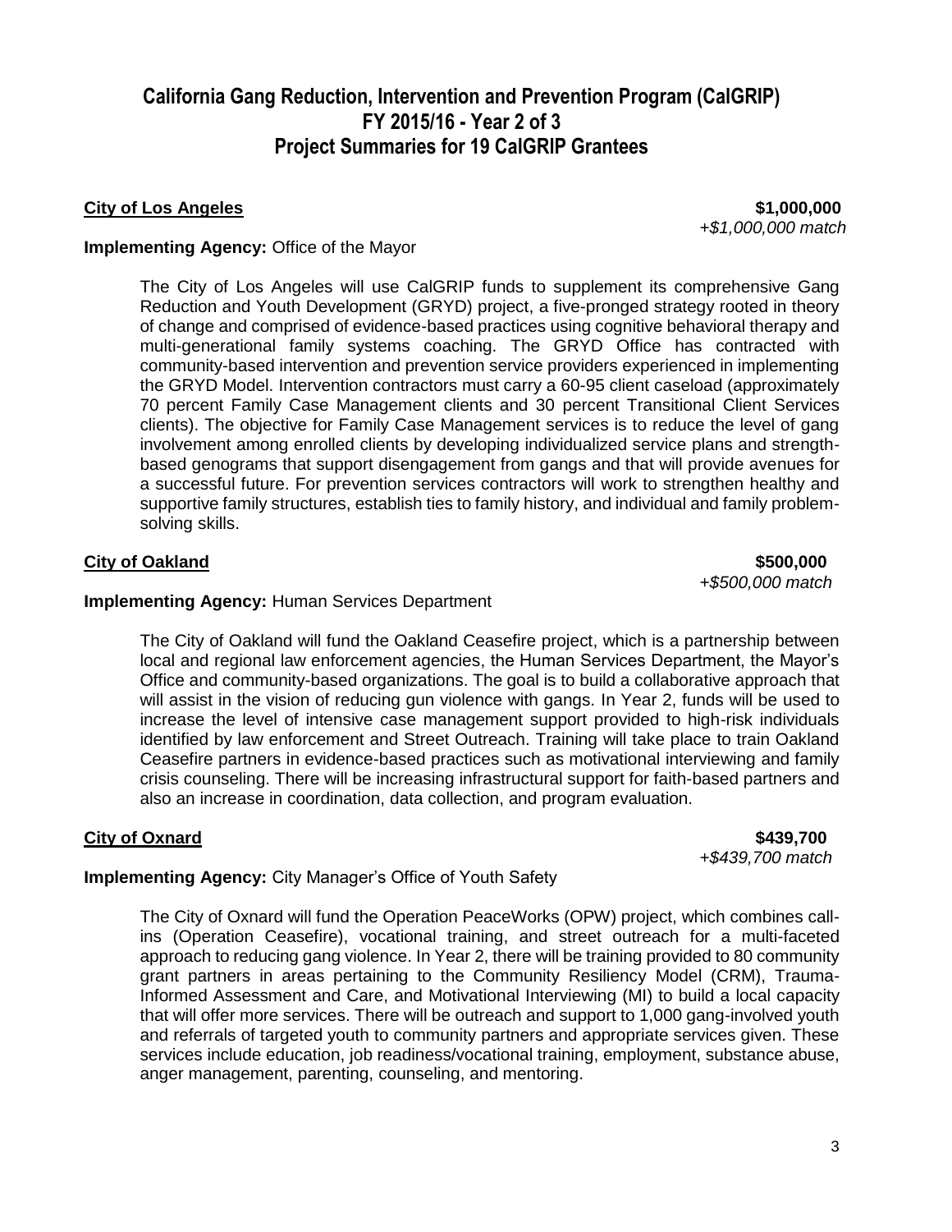# California Gang Reduction, Intervention and Prevention Program (CalGRIP)
## FY 2015/16 - Year 2 of 3
## Project Summaries for 19 CalGRIP Grantees

**City of Los Angeles** **$1,000,000**
*+$1,000,000 match*

**Implementing Agency:** Office of the Mayor

The City of Los Angeles will use CalGRIP funds to supplement its comprehensive Gang Reduction and Youth Development (GRYD) project, a five-pronged strategy rooted in theory of change and comprised of evidence-based practices using cognitive behavioral therapy and multi-generational family systems coaching. The GRYD Office has contracted with community-based intervention and prevention service providers experienced in implementing the GRYD Model. Intervention contractors must carry a 60-95 client caseload (approximately 70 percent Family Case Management clients and 30 percent Transitional Client Services clients). The objective for Family Case Management services is to reduce the level of gang involvement among enrolled clients by developing individualized service plans and strength-based genograms that support disengagement from gangs and that will provide avenues for a successful future. For prevention services contractors will work to strengthen healthy and supportive family structures, establish ties to family history, and individual and family problem-solving skills.

**City of Oakland** **$500,000**
*+$500,000 match*

**Implementing Agency:** Human Services Department

The City of Oakland will fund the Oakland Ceasefire project, which is a partnership between local and regional law enforcement agencies, the Human Services Department, the Mayor's Office and community-based organizations. The goal is to build a collaborative approach that will assist in the vision of reducing gun violence with gangs. In Year 2, funds will be used to increase the level of intensive case management support provided to high-risk individuals identified by law enforcement and Street Outreach. Training will take place to train Oakland Ceasefire partners in evidence-based practices such as motivational interviewing and family crisis counseling. There will be increasing infrastructural support for faith-based partners and also an increase in coordination, data collection, and program evaluation.

**City of Oxnard** **$439,700**
*+$439,700 match*

**Implementing Agency:** City Manager's Office of Youth Safety

The City of Oxnard will fund the Operation PeaceWorks (OPW) project, which combines call-ins (Operation Ceasefire), vocational training, and street outreach for a multi-faceted approach to reducing gang violence. In Year 2, there will be training provided to 80 community grant partners in areas pertaining to the Community Resiliency Model (CRM), Trauma-Informed Assessment and Care, and Motivational Interviewing (MI) to build a local capacity that will offer more services. There will be outreach and support to 1,000 gang-involved youth and referrals of targeted youth to community partners and appropriate services given. These services include education, job readiness/vocational training, employment, substance abuse, anger management, parenting, counseling, and mentoring.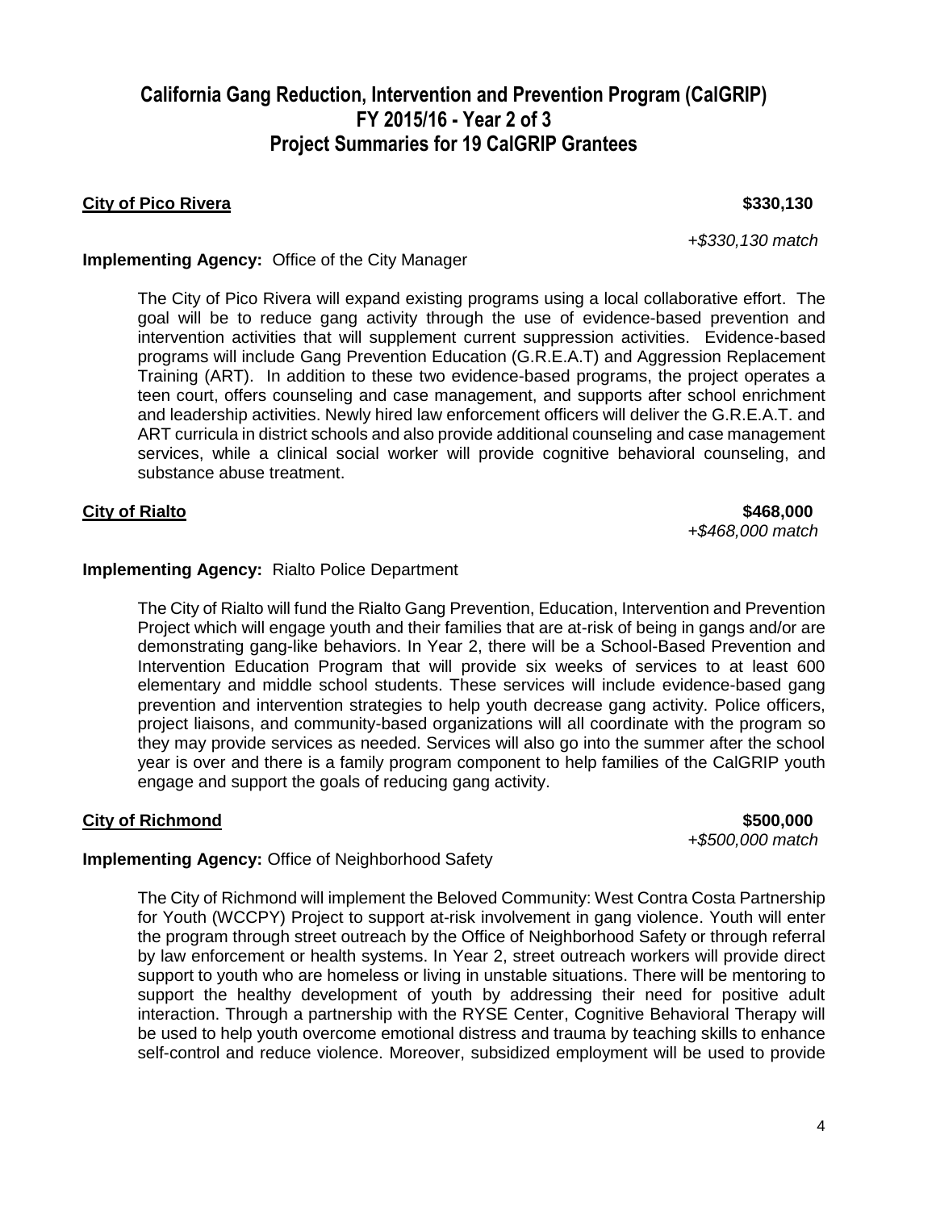# California Gang Reduction, Intervention and Prevention Program (CalGRIP) FY 2015/16 - Year 2 of 3 Project Summaries for 19 CalGRIP Grantees

**City of Pico Rivera** **$330,130**

*+$330,130 match*

**Implementing Agency:** Office of the City Manager

The City of Pico Rivera will expand existing programs using a local collaborative effort. The goal will be to reduce gang activity through the use of evidence-based prevention and intervention activities that will supplement current suppression activities. Evidence-based programs will include Gang Prevention Education (G.R.E.A.T) and Aggression Replacement Training (ART). In addition to these two evidence-based programs, the project operates a teen court, offers counseling and case management, and supports after school enrichment and leadership activities. Newly hired law enforcement officers will deliver the G.R.E.A.T. and ART curricula in district schools and also provide additional counseling and case management services, while a clinical social worker will provide cognitive behavioral counseling, and substance abuse treatment.

**City of Rialto** **$468,000**

*+$468,000 match*

**Implementing Agency:** Rialto Police Department

The City of Rialto will fund the Rialto Gang Prevention, Education, Intervention and Prevention Project which will engage youth and their families that are at-risk of being in gangs and/or are demonstrating gang-like behaviors. In Year 2, there will be a School-Based Prevention and Intervention Education Program that will provide six weeks of services to at least 600 elementary and middle school students. These services will include evidence-based gang prevention and intervention strategies to help youth decrease gang activity. Police officers, project liaisons, and community-based organizations will all coordinate with the program so they may provide services as needed. Services will also go into the summer after the school year is over and there is a family program component to help families of the CalGRIP youth engage and support the goals of reducing gang activity.

**City of Richmond** **$500,000**

*+$500,000 match*

**Implementing Agency:** Office of Neighborhood Safety

The City of Richmond will implement the Beloved Community: West Contra Costa Partnership for Youth (WCCPY) Project to support at-risk involvement in gang violence. Youth will enter the program through street outreach by the Office of Neighborhood Safety or through referral by law enforcement or health systems. In Year 2, street outreach workers will provide direct support to youth who are homeless or living in unstable situations. There will be mentoring to support the healthy development of youth by addressing their need for positive adult interaction. Through a partnership with the RYSE Center, Cognitive Behavioral Therapy will be used to help youth overcome emotional distress and trauma by teaching skills to enhance self-control and reduce violence. Moreover, subsidized employment will be used to provide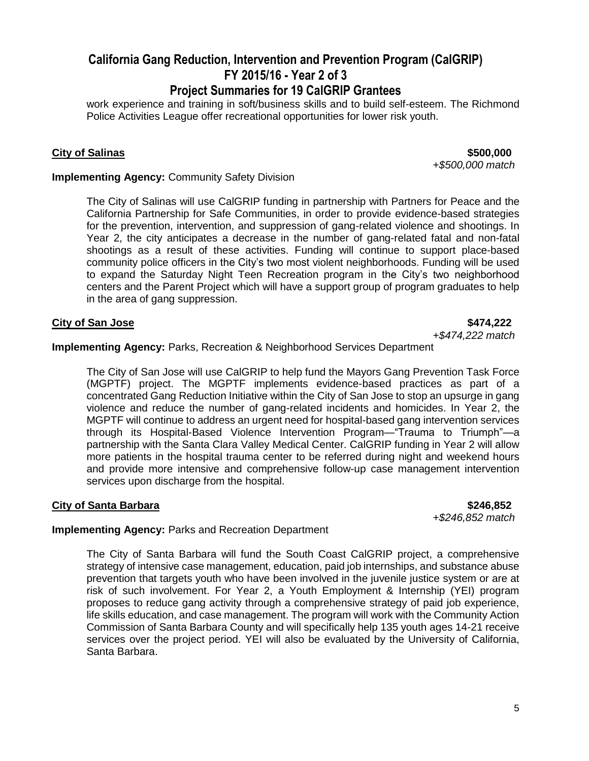work experience and training in soft/business skills and to build self-esteem. The Richmond Police Activities League offer recreational opportunities for lower risk youth.

**City of Salinas** **$500,000**
*+$500,000 match*

**Implementing Agency:** Community Safety Division

The City of Salinas will use CalGRIP funding in partnership with Partners for Peace and the California Partnership for Safe Communities, in order to provide evidence-based strategies for the prevention, intervention, and suppression of gang-related violence and shootings. In Year 2, the city anticipates a decrease in the number of gang-related fatal and non-fatal shootings as a result of these activities. Funding will continue to support place-based community police officers in the City's two most violent neighborhoods. Funding will be used to expand the Saturday Night Teen Recreation program in the City's two neighborhood centers and the Parent Project which will have a support group of program graduates to help in the area of gang suppression.

**City of San Jose** **$474,222**
*+$474,222 match*

**Implementing Agency:** Parks, Recreation & Neighborhood Services Department

The City of San Jose will use CalGRIP to help fund the Mayors Gang Prevention Task Force (MGPTF) project. The MGPTF implements evidence-based practices as part of a concentrated Gang Reduction Initiative within the City of San Jose to stop an upsurge in gang violence and reduce the number of gang-related incidents and homicides. In Year 2, the MGPTF will continue to address an urgent need for hospital-based gang intervention services through its Hospital-Based Violence Intervention Program—"Trauma to Triumph"—a partnership with the Santa Clara Valley Medical Center. CalGRIP funding in Year 2 will allow more patients in the hospital trauma center to be referred during night and weekend hours and provide more intensive and comprehensive follow-up case management intervention services upon discharge from the hospital.

**City of Santa Barbara** **$246,852**
*+$246,852 match*

**Implementing Agency:** Parks and Recreation Department

The City of Santa Barbara will fund the South Coast CalGRIP project, a comprehensive strategy of intensive case management, education, paid job internships, and substance abuse prevention that targets youth who have been involved in the juvenile justice system or are at risk of such involvement. For Year 2, a Youth Employment & Internship (YEI) program proposes to reduce gang activity through a comprehensive strategy of paid job experience, life skills education, and case management. The program will work with the Community Action Commission of Santa Barbara County and will specifically help 135 youth ages 14-21 receive services over the project period. YEI will also be evaluated by the University of California, Santa Barbara.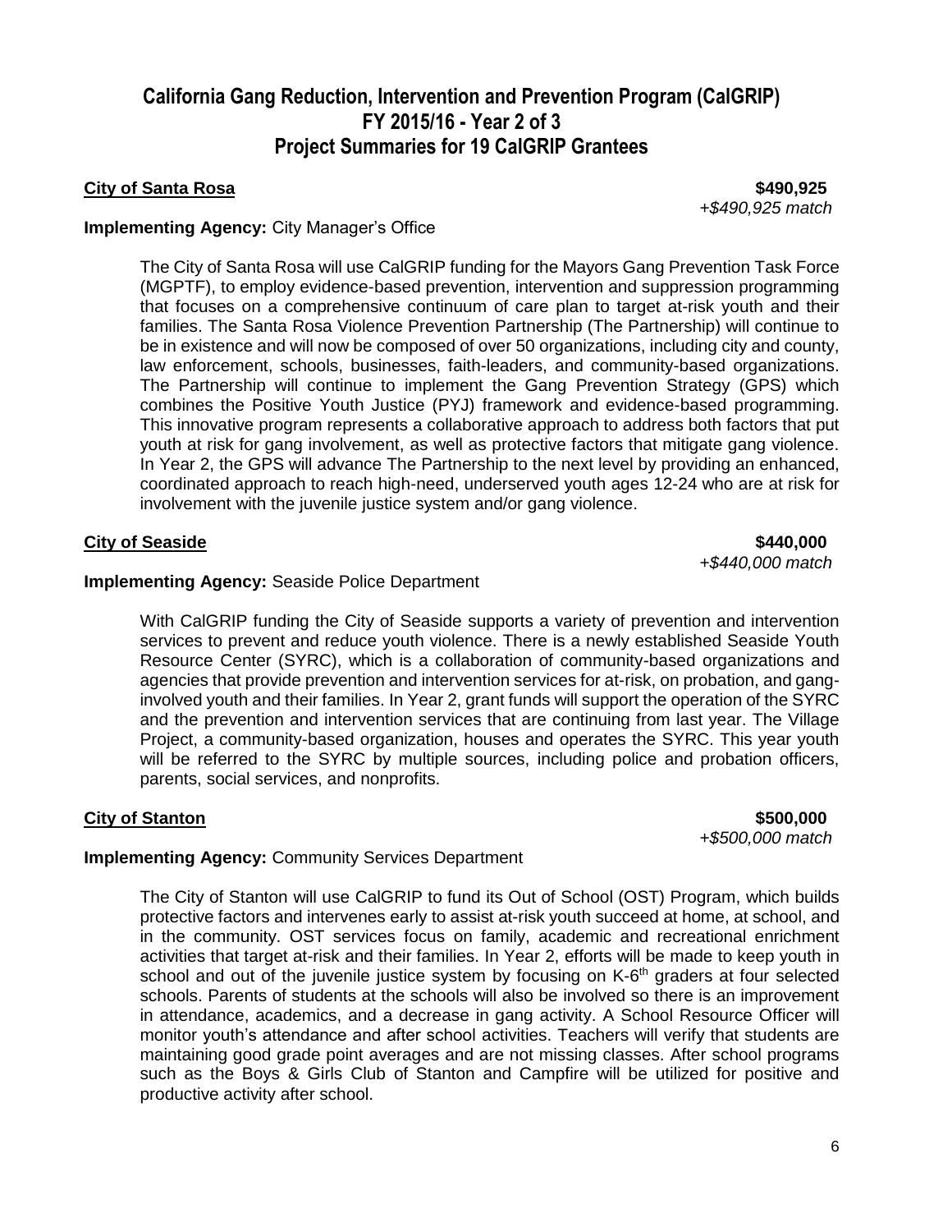# California Gang Reduction, Intervention and Prevention Program (CalGRIP) FY 2015/16 - Year 2 of 3 Project Summaries for 19 CalGRIP Grantees

**City of Santa Rosa** **$490,925**
*+$490,925 match*

**Implementing Agency:** City Manager's Office

The City of Santa Rosa will use CalGRIP funding for the Mayors Gang Prevention Task Force (MGPTF), to employ evidence-based prevention, intervention and suppression programming that focuses on a comprehensive continuum of care plan to target at-risk youth and their families. The Santa Rosa Violence Prevention Partnership (The Partnership) will continue to be in existence and will now be composed of over 50 organizations, including city and county, law enforcement, schools, businesses, faith-leaders, and community-based organizations. The Partnership will continue to implement the Gang Prevention Strategy (GPS) which combines the Positive Youth Justice (PYJ) framework and evidence-based programming. This innovative program represents a collaborative approach to address both factors that put youth at risk for gang involvement, as well as protective factors that mitigate gang violence. In Year 2, the GPS will advance The Partnership to the next level by providing an enhanced, coordinated approach to reach high-need, underserved youth ages 12-24 who are at risk for involvement with the juvenile justice system and/or gang violence.

**City of Seaside** **$440,000**
*+$440,000 match*

**Implementing Agency:** Seaside Police Department

With CalGRIP funding the City of Seaside supports a variety of prevention and intervention services to prevent and reduce youth violence. There is a newly established Seaside Youth Resource Center (SYRC), which is a collaboration of community-based organizations and agencies that provide prevention and intervention services for at-risk, on probation, and gang-involved youth and their families. In Year 2, grant funds will support the operation of the SYRC and the prevention and intervention services that are continuing from last year. The Village Project, a community-based organization, houses and operates the SYRC. This year youth will be referred to the SYRC by multiple sources, including police and probation officers, parents, social services, and nonprofits.

**City of Stanton** **$500,000**
*+$500,000 match*

**Implementing Agency:** Community Services Department

The City of Stanton will use CalGRIP to fund its Out of School (OST) Program, which builds protective factors and intervenes early to assist at-risk youth succeed at home, at school, and in the community. OST services focus on family, academic and recreational enrichment activities that target at-risk and their families. In Year 2, efforts will be made to keep youth in school and out of the juvenile justice system by focusing on K-6th graders at four selected schools. Parents of students at the schools will also be involved so there is an improvement in attendance, academics, and a decrease in gang activity. A School Resource Officer will monitor youth's attendance and after school activities. Teachers will verify that students are maintaining good grade point averages and are not missing classes. After school programs such as the Boys & Girls Club of Stanton and Campfire will be utilized for positive and productive activity after school.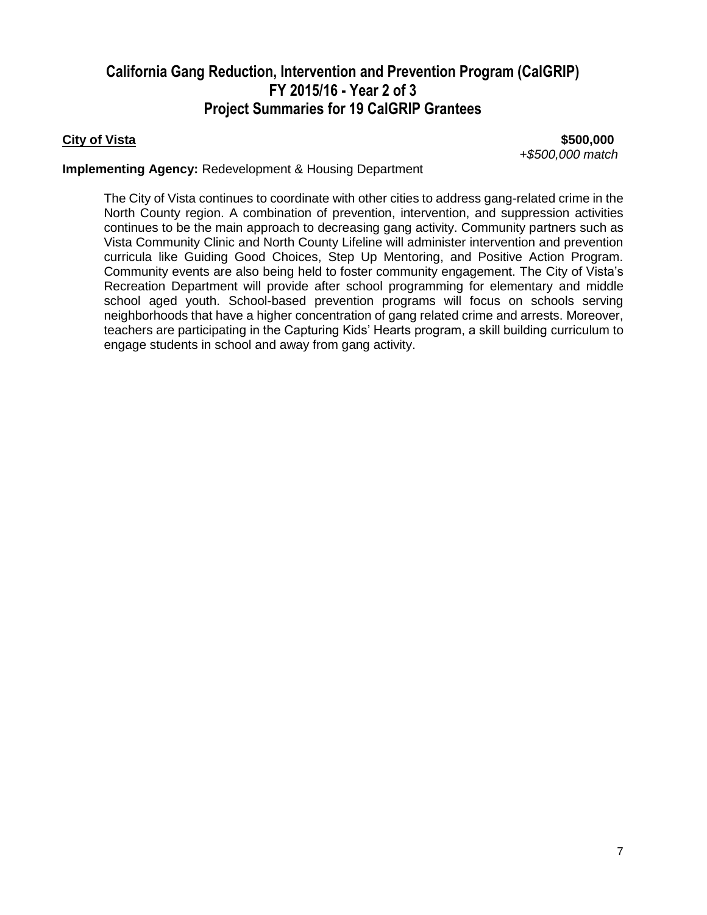## California Gang Reduction, Intervention and Prevention Program (CalGRIP)
## FY 2015/16 - Year 2 of 3
## Project Summaries for 19 CalGRIP Grantees

**City of Vista** **$500,000**
*+$500,000 match*

**Implementing Agency:** Redevelopment & Housing Department

The City of Vista continues to coordinate with other cities to address gang-related crime in the North County region. A combination of prevention, intervention, and suppression activities continues to be the main approach to decreasing gang activity. Community partners such as Vista Community Clinic and North County Lifeline will administer intervention and prevention curricula like Guiding Good Choices, Step Up Mentoring, and Positive Action Program. Community events are also being held to foster community engagement. The City of Vista's Recreation Department will provide after school programming for elementary and middle school aged youth. School-based prevention programs will focus on schools serving neighborhoods that have a higher concentration of gang related crime and arrests. Moreover, teachers are participating in the Capturing Kids' Hearts program, a skill building curriculum to engage students in school and away from gang activity.